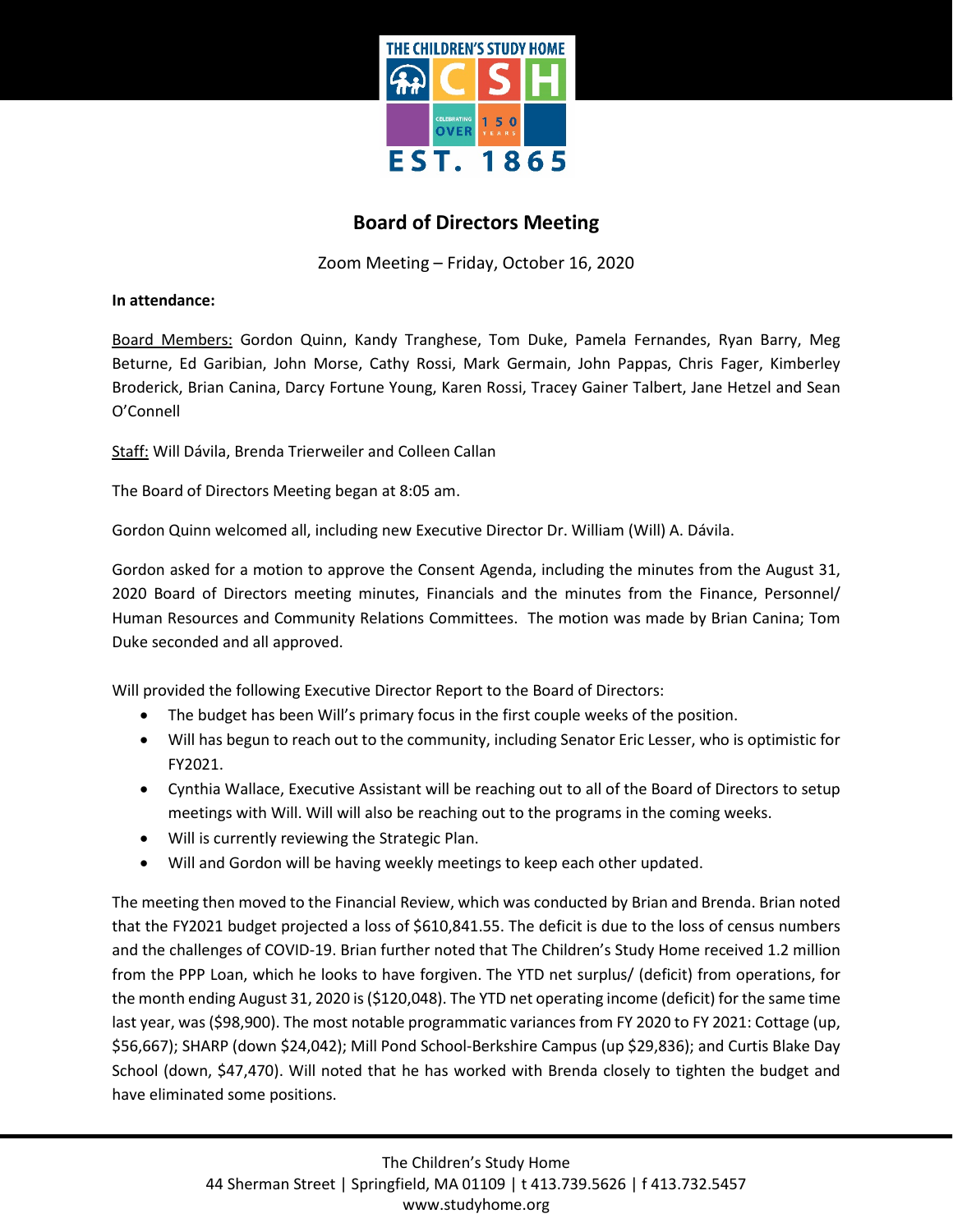# Board of Directors Meeting

Zoom Meeting – Friday, October 16, 2020

**In attendance:**

Board Members: Gordon Quinn, Kandy Tranghese, Tom Duke, Pamela Fernandes, Ryan Barry, Meg Beturne, Ed Garibian, John Morse, Cathy Rossi, Mark Germain, John Pappas, Chris Fager, Kimberley Broderick, Brian Canina, Darcy Fortune Young, Karen Rossi, Tracey Gainer Talbert, Jane Hetzel and Sean O'Connell

Staff: Will Dávila, Brenda Trierweiler and Colleen Callan

The Board of Directors Meeting began at 8:05 am.

Gordon Quinn welcomed all, including new Executive Director Dr. William (Will) A. Dávila.

Gordon asked for a motion to approve the Consent Agenda, including the minutes from the August 31, 2020 Board of Directors meeting minutes, Financials and the minutes from the Finance, Personnel/ Human Resources and Community Relations Committees. The motion was made by Brian Canina; Tom Duke seconded and all approved.

Will provided the following Executive Director Report to the Board of Directors:

- The budget has been Will's primary focus in the first couple weeks of the position.
- Will has begun to reach out to the community, including Senator Eric Lesser, who is optimistic for FY2021.
- Cynthia Wallace, Executive Assistant will be reaching out to all of the Board of Directors to setup meetings with Will. Will will also be reaching out to the programs in the coming weeks.
- Will is currently reviewing the Strategic Plan.
- Will and Gordon will be having weekly meetings to keep each other updated.

The meeting then moved to the Financial Review, which was conducted by Brian and Brenda. Brian noted that the FY2021 budget projected a loss of $610,841.55. The deficit is due to the loss of census numbers and the challenges of COVID-19. Brian further noted that The Children's Study Home received 1.2 million from the PPP Loan, which he looks to have forgiven. The YTD net surplus/ (deficit) from operations, for the month ending August 31, 2020 is ($120,048). The YTD net operating income (deficit) for the same time last year, was ($98,900). The most notable programmatic variances from FY 2020 to FY 2021: Cottage (up, $56,667); SHARP (down $24,042); Mill Pond School-Berkshire Campus (up $29,836); and Curtis Blake Day School (down, $47,470). Will noted that he has worked with Brenda closely to tighten the budget and have eliminated some positions.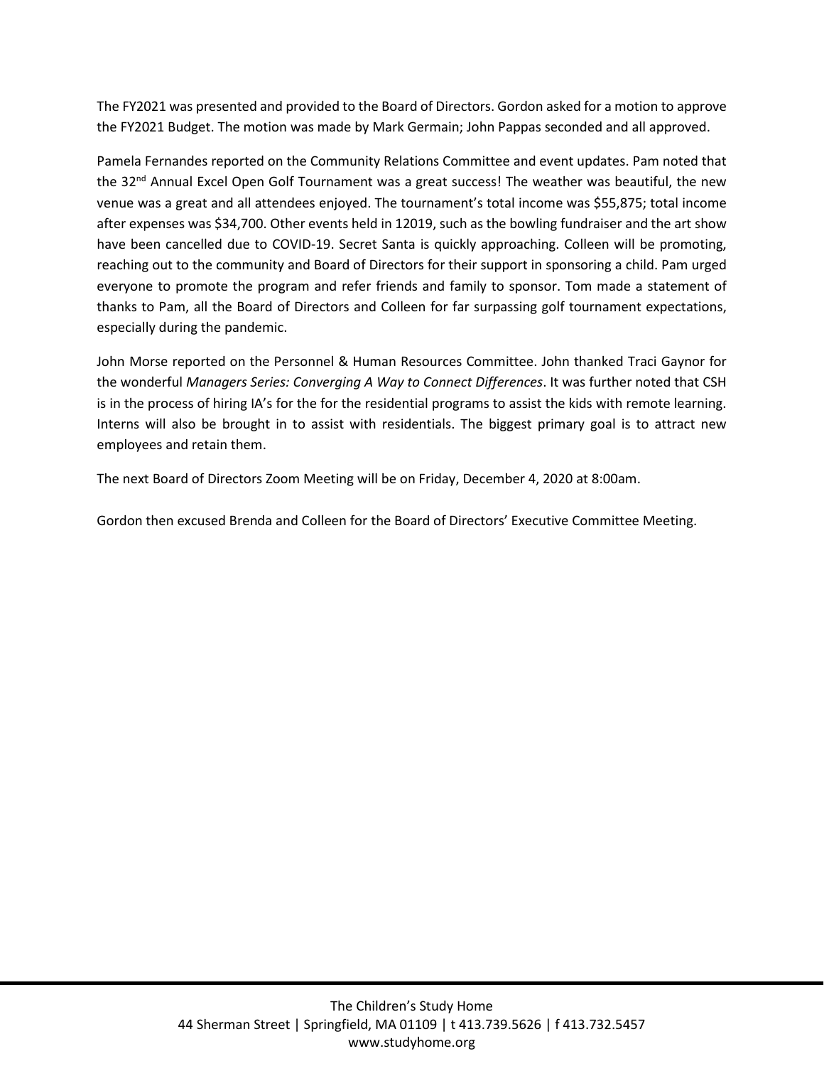The FY2021 was presented and provided to the Board of Directors. Gordon asked for a motion to approve the FY2021 Budget. The motion was made by Mark Germain; John Pappas seconded and all approved.

Pamela Fernandes reported on the Community Relations Committee and event updates. Pam noted that the 32nd Annual Excel Open Golf Tournament was a great success! The weather was beautiful, the new venue was a great and all attendees enjoyed. The tournament's total income was $55,875; total income after expenses was $34,700. Other events held in 12019, such as the bowling fundraiser and the art show have been cancelled due to COVID-19. Secret Santa is quickly approaching. Colleen will be promoting, reaching out to the community and Board of Directors for their support in sponsoring a child. Pam urged everyone to promote the program and refer friends and family to sponsor. Tom made a statement of thanks to Pam, all the Board of Directors and Colleen for far surpassing golf tournament expectations, especially during the pandemic.

John Morse reported on the Personnel & Human Resources Committee. John thanked Traci Gaynor for the wonderful *Managers Series: Converging A Way to Connect Differences*. It was further noted that CSH is in the process of hiring IA's for the for the residential programs to assist the kids with remote learning. Interns will also be brought in to assist with residentials. The biggest primary goal is to attract new employees and retain them.

The next Board of Directors Zoom Meeting will be on Friday, December 4, 2020 at 8:00am.

Gordon then excused Brenda and Colleen for the Board of Directors' Executive Committee Meeting.